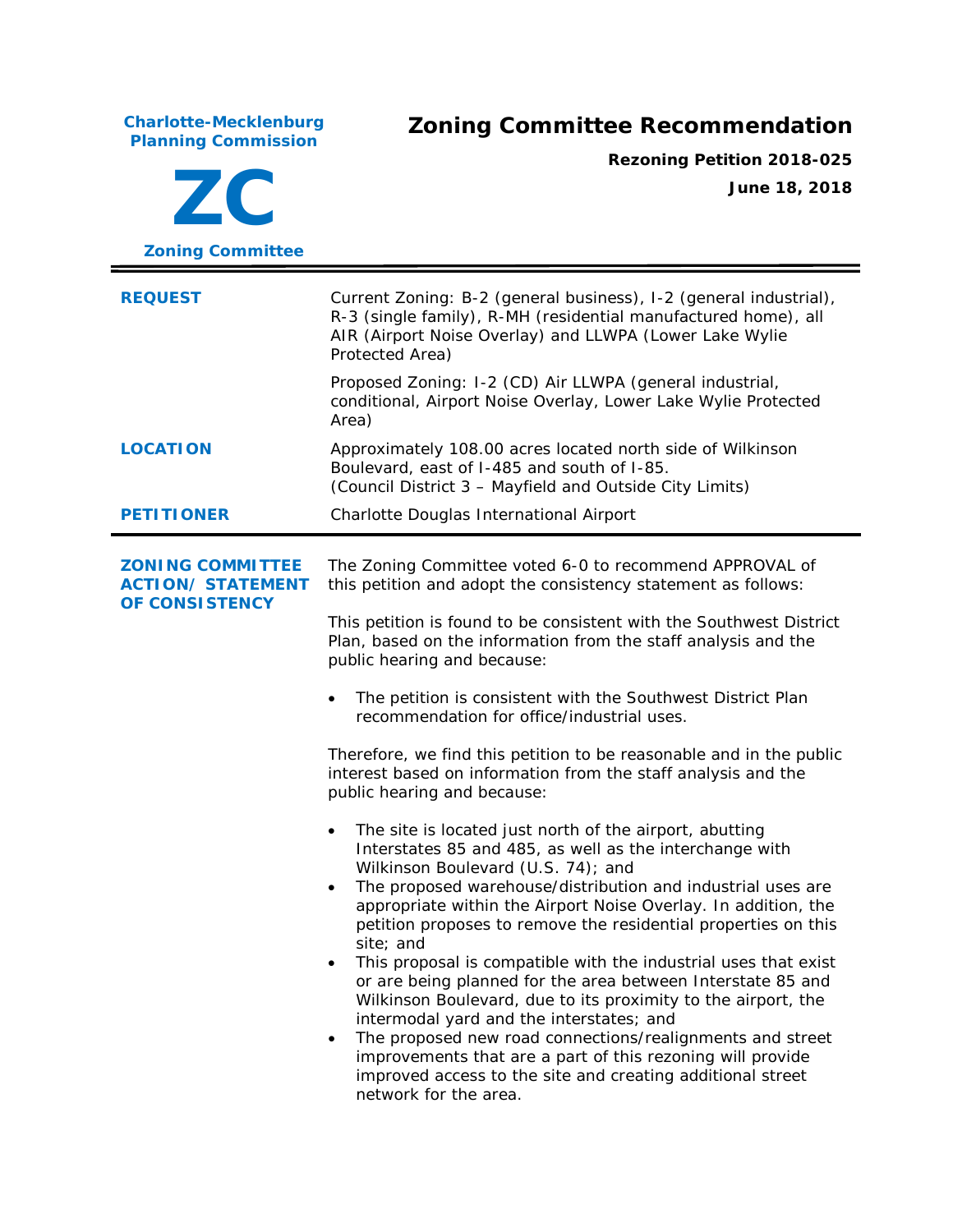**Charlote-Mecklenburg Planning Commission**

**ZC**

**Zoning Committee**

# Zoning Committee Recommendation

**Rezoning Petition 2018-025**

**June 18, 2018**

---

**REQUEST**

Current Zoning: B-2 (general business), I-2 (general industrial), R-3 (single family), R-MH (residential manufactured home), all AIR (Airport Noise Overlay) and LLWPA (Lower Lake Wylie Protected Area)

Proposed Zoning: I-2 (CD) Air LLWPA (general industrial, conditional, Airport Noise Overlay, Lower Lake Wylie Protected Area)

**LOCATION**

Approximately 108.00 acres located north side of Wilkinson Boulevard, east of I-485 and south of I-85.
(Council District 3 – Mayfield and Outside City Limits)

**PETITIONER**

Charlotte Douglas International Airport

---

**ZONING COMMITTEE ACTION/ STATEMENT OF CONSISTENCY**

The Zoning Committee voted 6-0 to recommend APPROVAL of this petition and adopt the consistency statement as follows:

This petition is found to be consistent with the Southwest District Plan, based on the information from the staff analysis and the public hearing and because:

- The petition is consistent with the Southwest District Plan recommendation for office/industrial uses.

Therefore, we find this petition to be reasonable and in the public interest based on information from the staff analysis and the public hearing and because:

- The site is located just north of the airport, abutting Interstates 85 and 485, as well as the interchange with Wilkinson Boulevard (U.S. 74); and
- The proposed warehouse/distribution and industrial uses are appropriate within the Airport Noise Overlay. In addition, the petition proposes to remove the residential properties on this site; and
- This proposal is compatible with the industrial uses that exist or are being planned for the area between Interstate 85 and Wilkinson Boulevard, due to its proximity to the airport, the intermodal yard and the interstates; and
- The proposed new road connections/realignments and street improvements that are a part of this rezoning will provide improved access to the site and creating additional street network for the area.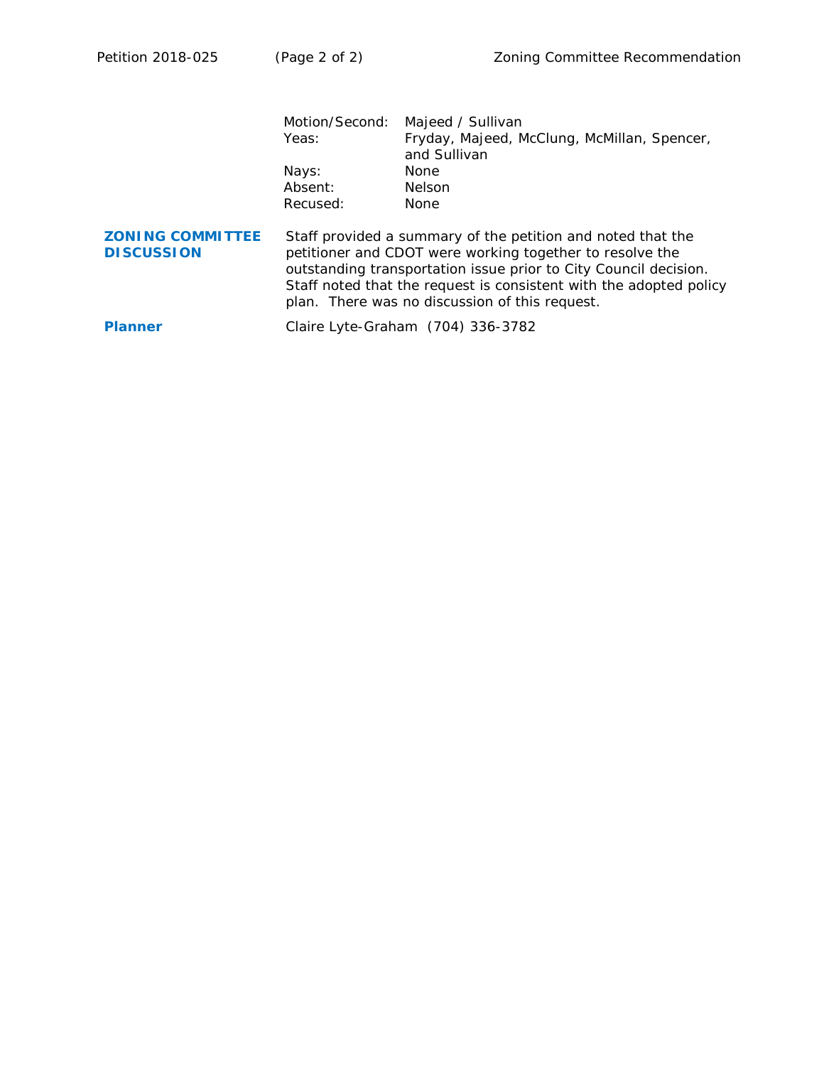| | |
|---|---|
| Motion/Second: | Majeed / Sullivan |
| Yeas: | Fryday, Majeed, McClung, McMillan, Spencer, and Sullivan |
| Nays: | None |
| Absent: | Nelson |
| Recused: | None |

**ZONING COMMITTEE DISCUSSION**

Staff provided a summary of the petition and noted that the petitioner and CDOT were working together to resolve the outstanding transportation issue prior to City Council decision. Staff noted that the request is consistent with the adopted policy plan. There was no discussion of this request.

**Planner**

Claire Lyte-Graham (704) 336-3782